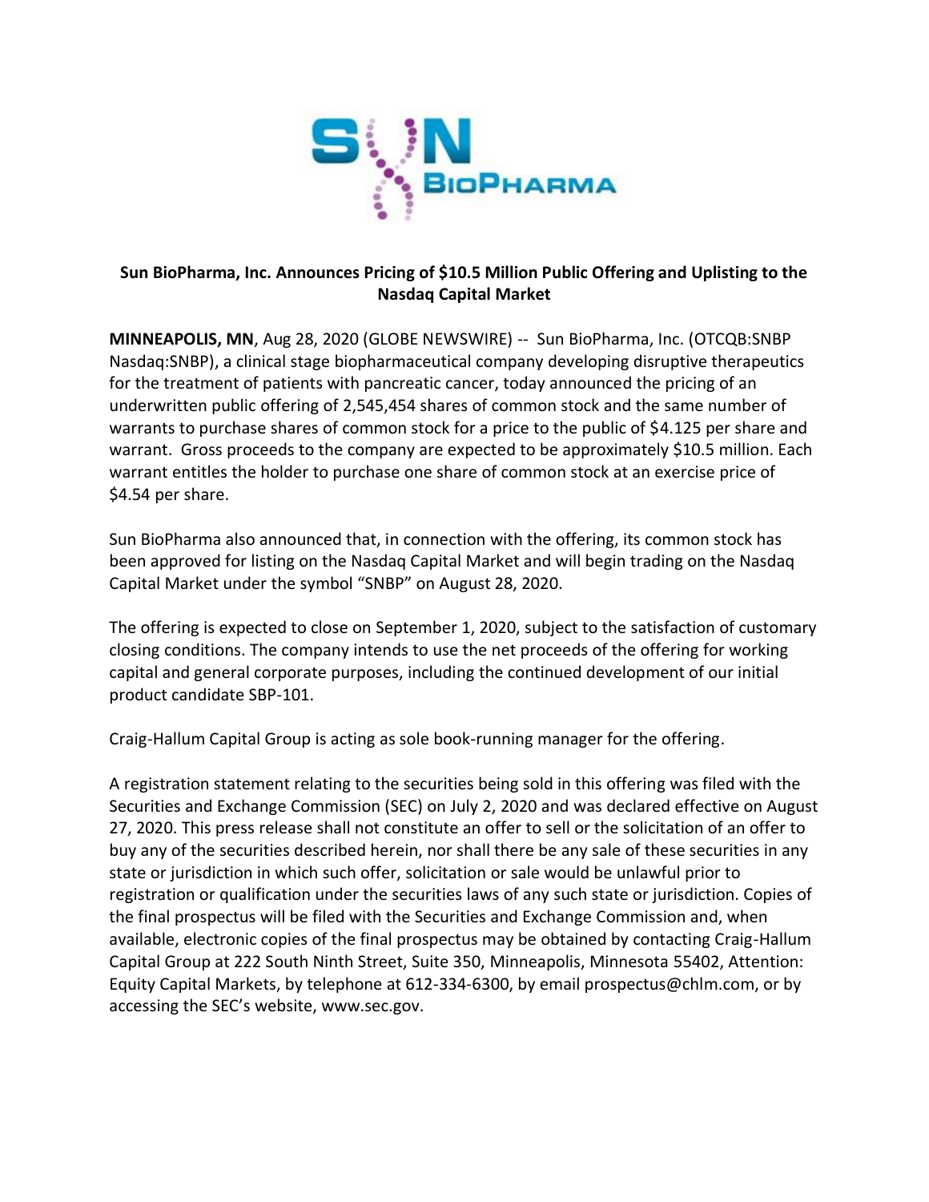**Sun BioPharma, Inc. Announces Pricing of $10.5 Million Public Offering and Uplisting to the Nasdaq Capital Market**

**MINNEAPOLIS, MN**, Aug 28, 2020 (GLOBE NEWSWIRE) -- Sun BioPharma, Inc. (OTCQB:SNBP Nasdaq:SNBP), a clinical stage biopharmaceutical company developing disruptive therapeutics for the treatment of patients with pancreatic cancer, today announced the pricing of an underwritten public offering of 2,545,454 shares of common stock and the same number of warrants to purchase shares of common stock for a price to the public of $4.125 per share and warrant. Gross proceeds to the company are expected to be approximately $10.5 million. Each warrant entitles the holder to purchase one share of common stock at an exercise price of $4.54 per share.

Sun BioPharma also announced that, in connection with the offering, its common stock has been approved for listing on the Nasdaq Capital Market and will begin trading on the Nasdaq Capital Market under the symbol "SNBP" on August 28, 2020.

The offering is expected to close on September 1, 2020, subject to the satisfaction of customary closing conditions. The company intends to use the net proceeds of the offering for working capital and general corporate purposes, including the continued development of our initial product candidate SBP-101.

Craig-Hallum Capital Group is acting as sole book-running manager for the offering.

A registration statement relating to the securities being sold in this offering was filed with the Securities and Exchange Commission (SEC) on July 2, 2020 and was declared effective on August 27, 2020. This press release shall not constitute an offer to sell or the solicitation of an offer to buy any of the securities described herein, nor shall there be any sale of these securities in any state or jurisdiction in which such offer, solicitation or sale would be unlawful prior to registration or qualification under the securities laws of any such state or jurisdiction. Copies of the final prospectus will be filed with the Securities and Exchange Commission and, when available, electronic copies of the final prospectus may be obtained by contacting Craig-Hallum Capital Group at 222 South Ninth Street, Suite 350, Minneapolis, Minnesota 55402, Attention: Equity Capital Markets, by telephone at 612-334-6300, by email prospectus@chlm.com, or by accessing the SEC's website, www.sec.gov.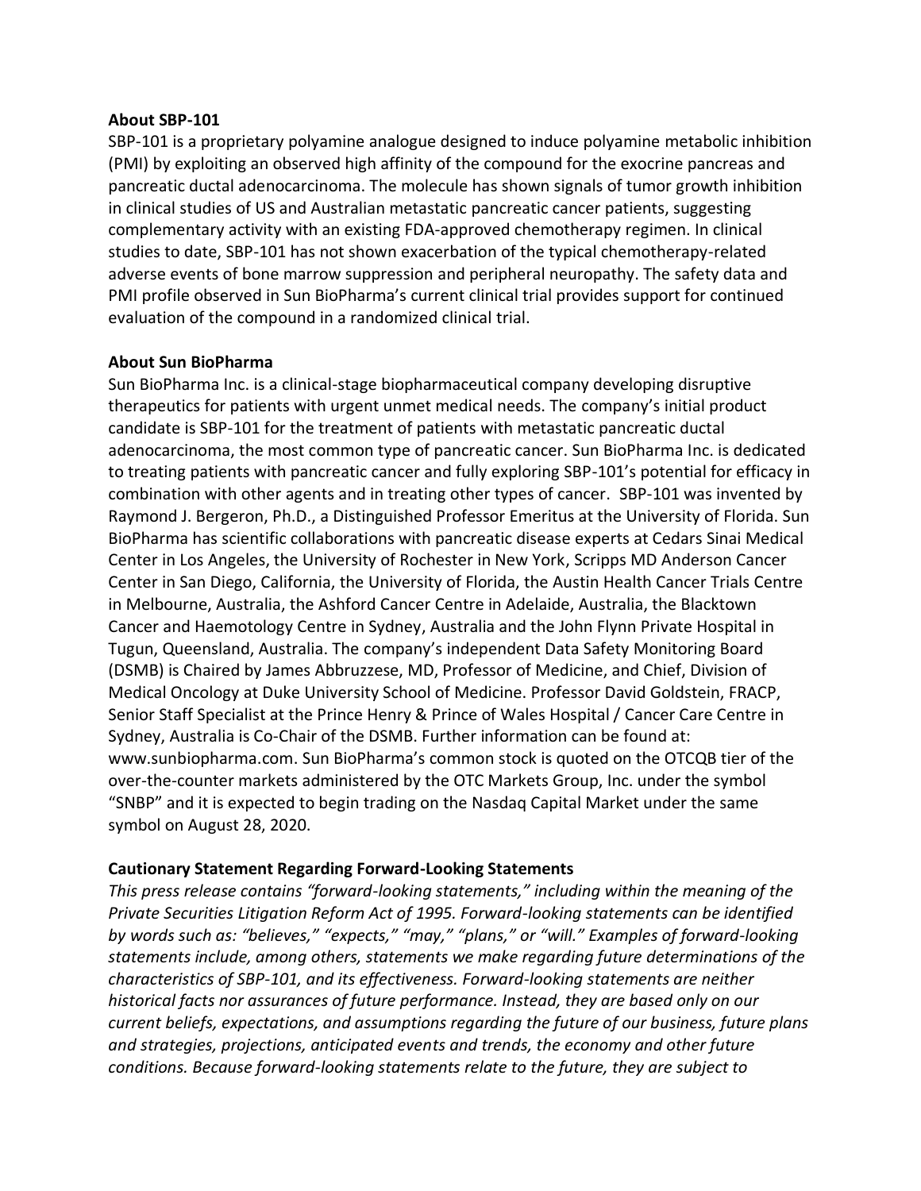**About SBP-101**

SBP-101 is a proprietary polyamine analogue designed to induce polyamine metabolic inhibition (PMI) by exploiting an observed high affinity of the compound for the exocrine pancreas and pancreatic ductal adenocarcinoma. The molecule has shown signals of tumor growth inhibition in clinical studies of US and Australian metastatic pancreatic cancer patients, suggesting complementary activity with an existing FDA-approved chemotherapy regimen. In clinical studies to date, SBP-101 has not shown exacerbation of the typical chemotherapy-related adverse events of bone marrow suppression and peripheral neuropathy. The safety data and PMI profile observed in Sun BioPharma's current clinical trial provides support for continued evaluation of the compound in a randomized clinical trial.

**About Sun BioPharma**

Sun BioPharma Inc. is a clinical-stage biopharmaceutical company developing disruptive therapeutics for patients with urgent unmet medical needs. The company's initial product candidate is SBP-101 for the treatment of patients with metastatic pancreatic ductal adenocarcinoma, the most common type of pancreatic cancer. Sun BioPharma Inc. is dedicated to treating patients with pancreatic cancer and fully exploring SBP-101's potential for efficacy in combination with other agents and in treating other types of cancer. SBP-101 was invented by Raymond J. Bergeron, Ph.D., a Distinguished Professor Emeritus at the University of Florida. Sun BioPharma has scientific collaborations with pancreatic disease experts at Cedars Sinai Medical Center in Los Angeles, the University of Rochester in New York, Scripps MD Anderson Cancer Center in San Diego, California, the University of Florida, the Austin Health Cancer Trials Centre in Melbourne, Australia, the Ashford Cancer Centre in Adelaide, Australia, the Blacktown Cancer and Haemotology Centre in Sydney, Australia and the John Flynn Private Hospital in Tugun, Queensland, Australia. The company's independent Data Safety Monitoring Board (DSMB) is Chaired by James Abbruzzese, MD, Professor of Medicine, and Chief, Division of Medical Oncology at Duke University School of Medicine. Professor David Goldstein, FRACP, Senior Staff Specialist at the Prince Henry & Prince of Wales Hospital / Cancer Care Centre in Sydney, Australia is Co-Chair of the DSMB. Further information can be found at: www.sunbiopharma.com. Sun BioPharma's common stock is quoted on the OTCQB tier of the over-the-counter markets administered by the OTC Markets Group, Inc. under the symbol "SNBP" and it is expected to begin trading on the Nasdaq Capital Market under the same symbol on August 28, 2020.

**Cautionary Statement Regarding Forward-Looking Statements**

*This press release contains "forward-looking statements," including within the meaning of the Private Securities Litigation Reform Act of 1995. Forward-looking statements can be identified by words such as: "believes," "expects," "may," "plans," or "will." Examples of forward-looking statements include, among others, statements we make regarding future determinations of the characteristics of SBP-101, and its effectiveness. Forward-looking statements are neither historical facts nor assurances of future performance. Instead, they are based only on our current beliefs, expectations, and assumptions regarding the future of our business, future plans and strategies, projections, anticipated events and trends, the economy and other future conditions. Because forward-looking statements relate to the future, they are subject to*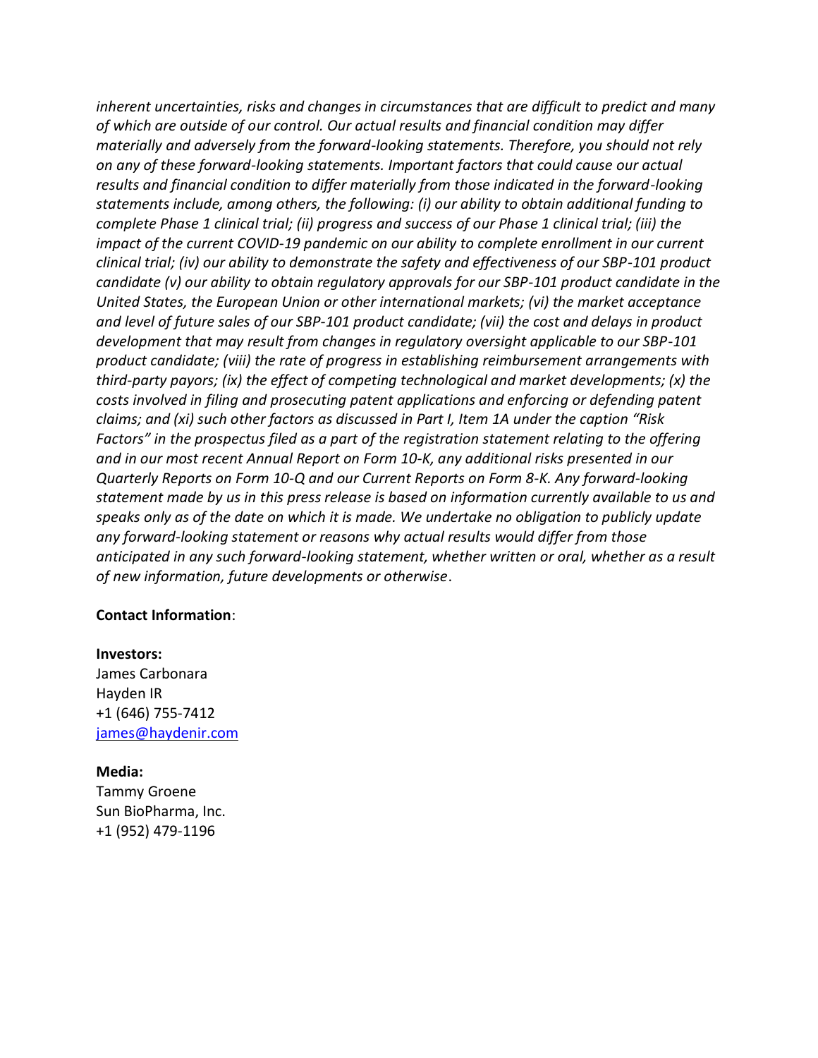*inherent uncertainties, risks and changes in circumstances that are difficult to predict and many of which are outside of our control. Our actual results and financial condition may differ materially and adversely from the forward-looking statements. Therefore, you should not rely on any of these forward-looking statements. Important factors that could cause our actual results and financial condition to differ materially from those indicated in the forward-looking statements include, among others, the following: (i) our ability to obtain additional funding to complete Phase 1 clinical trial; (ii) progress and success of our Phase 1 clinical trial; (iii) the impact of the current COVID-19 pandemic on our ability to complete enrollment in our current clinical trial; (iv) our ability to demonstrate the safety and effectiveness of our SBP-101 product candidate (v) our ability to obtain regulatory approvals for our SBP-101 product candidate in the United States, the European Union or other international markets; (vi) the market acceptance and level of future sales of our SBP-101 product candidate; (vii) the cost and delays in product development that may result from changes in regulatory oversight applicable to our SBP-101 product candidate; (viii) the rate of progress in establishing reimbursement arrangements with third-party payors; (ix) the effect of competing technological and market developments; (x) the costs involved in filing and prosecuting patent applications and enforcing or defending patent claims; and (xi) such other factors as discussed in Part I, Item 1A under the caption "Risk Factors" in the prospectus filed as a part of the registration statement relating to the offering and in our most recent Annual Report on Form 10-K, any additional risks presented in our Quarterly Reports on Form 10-Q and our Current Reports on Form 8-K. Any forward-looking statement made by us in this press release is based on information currently available to us and speaks only as of the date on which it is made. We undertake no obligation to publicly update any forward-looking statement or reasons why actual results would differ from those anticipated in any such forward-looking statement, whether written or oral, whether as a result of new information, future developments or otherwise*.

**Contact Information**:

**Investors:**
James Carbonara
Hayden IR
+1 (646) 755-7412
james@haydenir.com

**Media:**
Tammy Groene
Sun BioPharma, Inc.
+1 (952) 479-1196